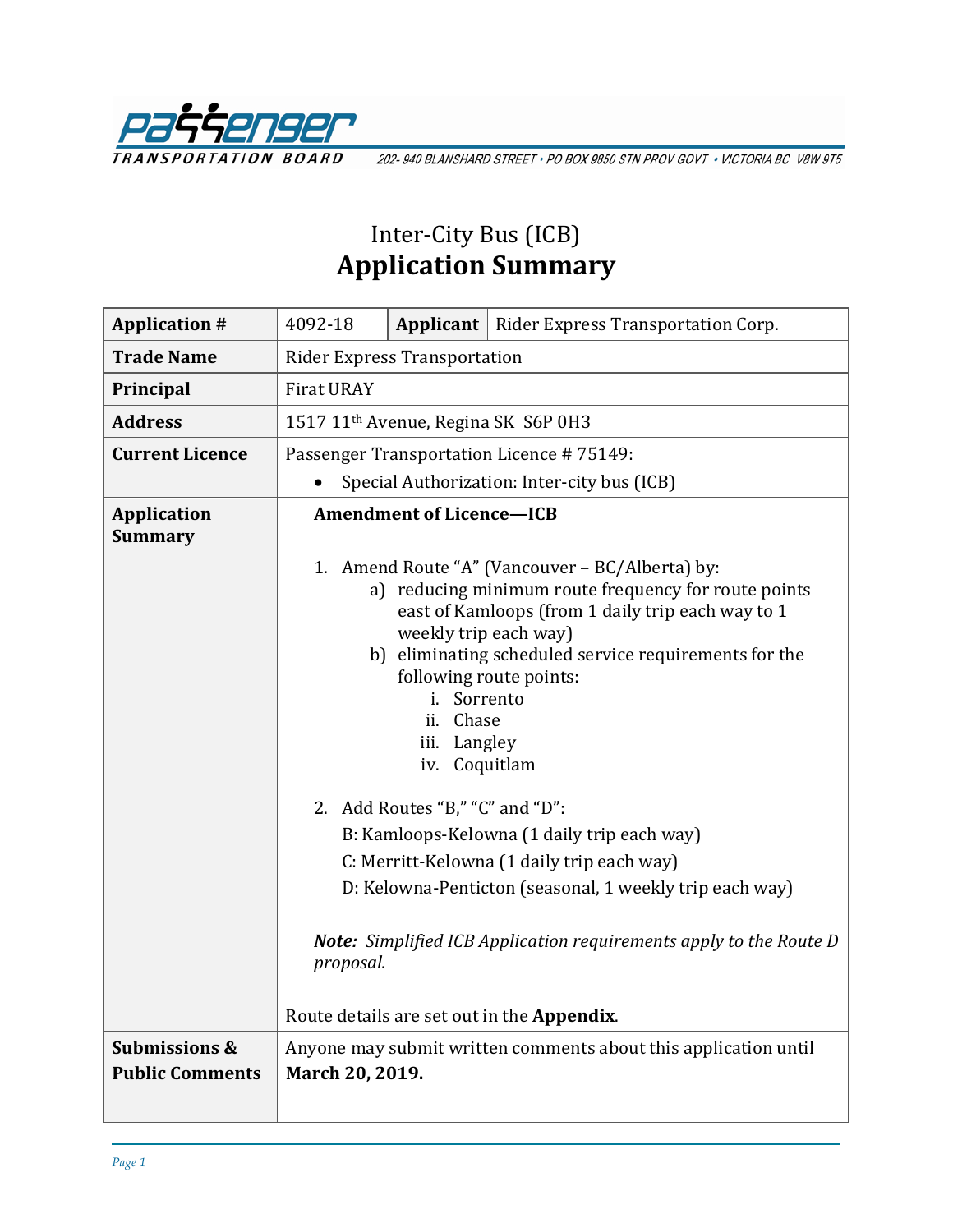Passenger Transportation Board

202- 940 BLANSHARD STREET • PO BOX 9850 STN PROV GOVT • VICTORIA BC V8W 9T5

# Inter-City Bus (ICB)
# Application Summary

| **Application #** | 4092-18 | **Applicant** | Rider Express Transportation Corp. |
|---|---|---|---|
| **Trade Name** | Rider Express Transportation | | |
| **Principal** | Firat URAY | | |
| **Address** | 1517 11th Avenue, Regina SK S6P 0H3 | | |
| **Current Licence** | Passenger Transportation Licence # 75149:<br>• Special Authorization: Inter-city bus (ICB) | | |
| **Application Summary** | **Amendment of Licence—ICB**<br><br>1. Amend Route "A" (Vancouver – BC/Alberta) by:<br>a) reducing minimum route frequency for route points east of Kamloops (from 1 daily trip each way to 1 weekly trip each way)<br>b) eliminating scheduled service requirements for the following route points:<br>i. Sorrento<br>ii. Chase<br>iii. Langley<br>iv. Coquitlam<br><br>2. Add Routes "B," "C" and "D":<br>B: Kamloops-Kelowna (1 daily trip each way)<br>C: Merritt-Kelowna (1 daily trip each way)<br>D: Kelowna-Penticton (seasonal, 1 weekly trip each way)<br><br>***Note:*** *Simplified ICB Application requirements apply to the Route D proposal.*<br><br>Route details are set out in the **Appendix**. | | |
| **Submissions & Public Comments** | Anyone may submit written comments about this application until **March 20, 2019.** | | |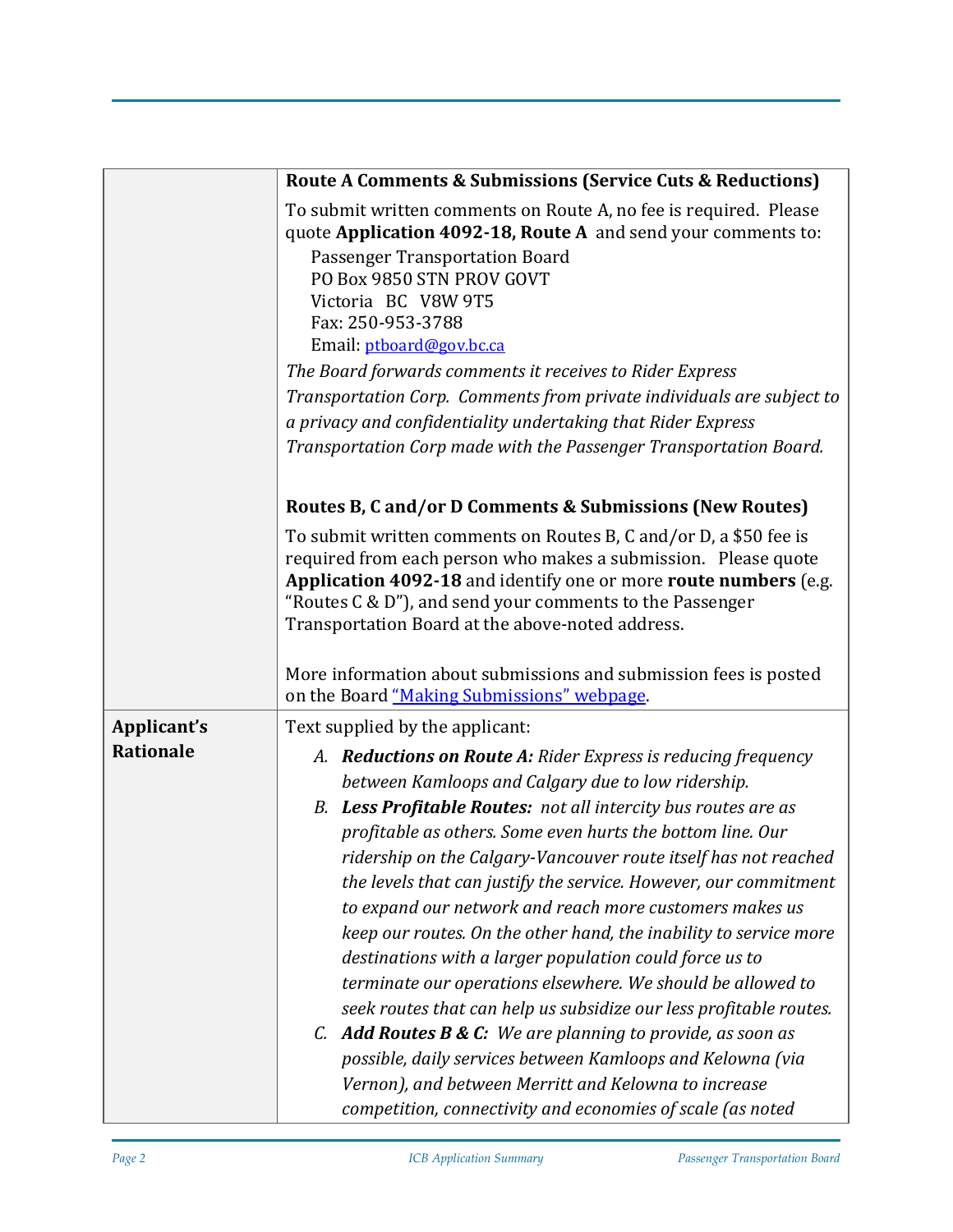| | |
|---|---|
| | **Route A Comments & Submissions (Service Cuts & Reductions)**<br><br>To submit written comments on Route A, no fee is required. Please quote **Application 4092-18, Route A** and send your comments to:<br>Passenger Transportation Board<br>PO Box 9850 STN PROV GOVT<br>Victoria BC V8W 9T5<br>Fax: 250-953-3788<br>Email: ptboard@gov.bc.ca<br><br>*The Board forwards comments it receives to Rider Express Transportation Corp. Comments from private individuals are subject to a privacy and confidentiality undertaking that Rider Express Transportation Corp made with the Passenger Transportation Board.*<br><br>**Routes B, C and/or D Comments & Submissions (New Routes)**<br><br>To submit written comments on Routes B, C and/or D, a $50 fee is required from each person who makes a submission. Please quote **Application 4092-18** and identify one or more **route numbers** (e.g. "Routes C & D"), and send your comments to the Passenger Transportation Board at the above-noted address.<br><br>More information about submissions and submission fees is posted on the Board "Making Submissions" webpage. |
| **Applicant's Rationale** | Text supplied by the applicant:<br><br>A. ***Reductions on Route A:*** *Rider Express is reducing frequency between Kamloops and Calgary due to low ridership.*<br>B. ***Less Profitable Routes:*** *not all intercity bus routes are as profitable as others. Some even hurts the bottom line. Our ridership on the Calgary-Vancouver route itself has not reached the levels that can justify the service. However, our commitment to expand our network and reach more customers makes us keep our routes. On the other hand, the inability to service more destinations with a larger population could force us to terminate our operations elsewhere. We should be allowed to seek routes that can help us subsidize our less profitable routes.*<br>C. ***Add Routes B & C:*** *We are planning to provide, as soon as possible, daily services between Kamloops and Kelowna (via Vernon), and between Merritt and Kelowna to increase competition, connectivity and economies of scale (as noted* |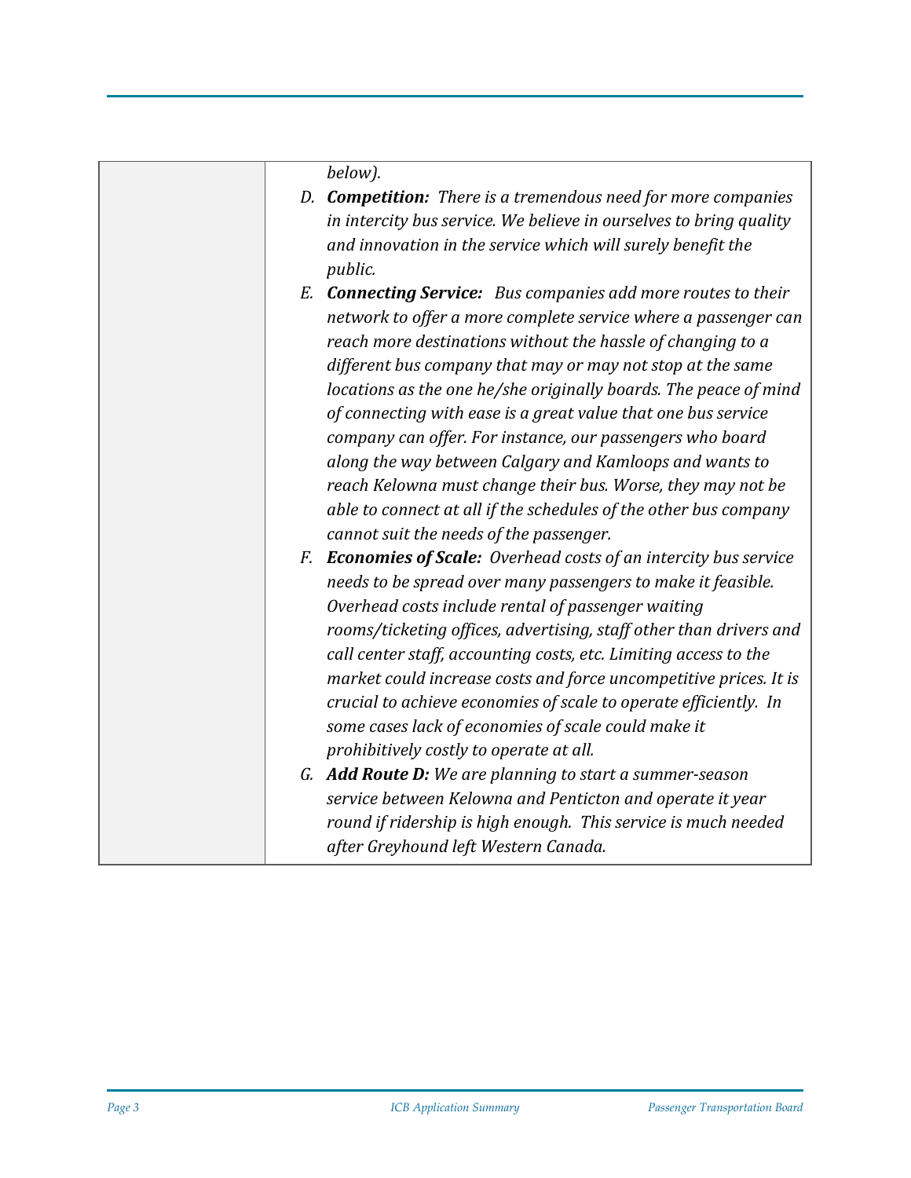| | *below).*<br>D. ***Competition:*** *There is a tremendous need for more companies in intercity bus service. We believe in ourselves to bring quality and innovation in the service which will surely benefit the public.*<br>E. ***Connecting Service:*** *Bus companies add more routes to their network to offer a more complete service where a passenger can reach more destinations without the hassle of changing to a different bus company that may or may not stop at the same locations as the one he/she originally boards. The peace of mind of connecting with ease is a great value that one bus service company can offer. For instance, our passengers who board along the way between Calgary and Kamloops and wants to reach Kelowna must change their bus. Worse, they may not be able to connect at all if the schedules of the other bus company cannot suit the needs of the passenger.*<br>F. ***Economies of Scale:*** *Overhead costs of an intercity bus service needs to be spread over many passengers to make it feasible. Overhead costs include rental of passenger waiting rooms/ticketing offices, advertising, staff other than drivers and call center staff, accounting costs, etc. Limiting access to the market could increase costs and force uncompetitive prices. It is crucial to achieve economies of scale to operate efficiently. In some cases lack of economies of scale could make it prohibitively costly to operate at all.*<br>G. ***Add Route D:*** *We are planning to start a summer-season service between Kelowna and Penticton and operate it year round if ridership is high enough. This service is much needed after Greyhound left Western Canada.* |
|---|---|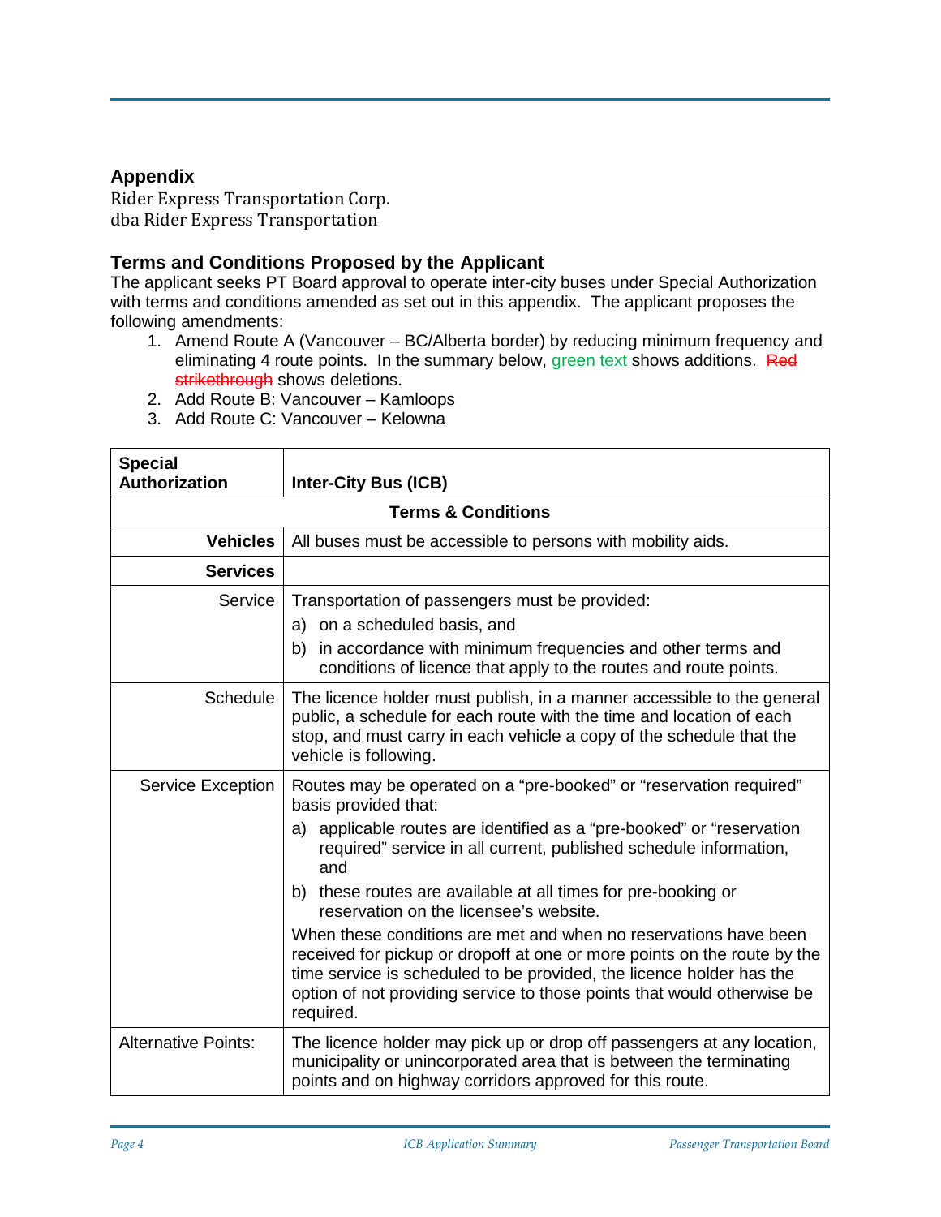## Appendix

Rider Express Transportation Corp.
dba Rider Express Transportation

### Terms and Conditions Proposed by the Applicant

The applicant seeks PT Board approval to operate inter-city buses under Special Authorization with terms and conditions amended as set out in this appendix. The applicant proposes the following amendments:

1. Amend Route A (Vancouver – BC/Alberta border) by reducing minimum frequency and eliminating 4 route points. In the summary below, green text shows additions. ~~Red strikethrough~~ shows deletions.
2. Add Route B: Vancouver – Kamloops
3. Add Route C: Vancouver – Kelowna

| **Special Authorization** | **Inter-City Bus (ICB)** |
|---|---|
| | **Terms & Conditions** |
| **Vehicles** | All buses must be accessible to persons with mobility aids. |
| **Services** | |
| Service | Transportation of passengers must be provided:<br>a) on a scheduled basis, and<br>b) in accordance with minimum frequencies and other terms and conditions of licence that apply to the routes and route points. |
| Schedule | The licence holder must publish, in a manner accessible to the general public, a schedule for each route with the time and location of each stop, and must carry in each vehicle a copy of the schedule that the vehicle is following. |
| Service Exception | Routes may be operated on a "pre-booked" or "reservation required" basis provided that:<br>a) applicable routes are identified as a "pre-booked" or "reservation required" service in all current, published schedule information, and<br>b) these routes are available at all times for pre-booking or reservation on the licensee's website.<br>When these conditions are met and when no reservations have been received for pickup or dropoff at one or more points on the route by the time service is scheduled to be provided, the licence holder has the option of not providing service to those points that would otherwise be required. |
| Alternative Points: | The licence holder may pick up or drop off passengers at any location, municipality or unincorporated area that is between the terminating points and on highway corridors approved for this route. |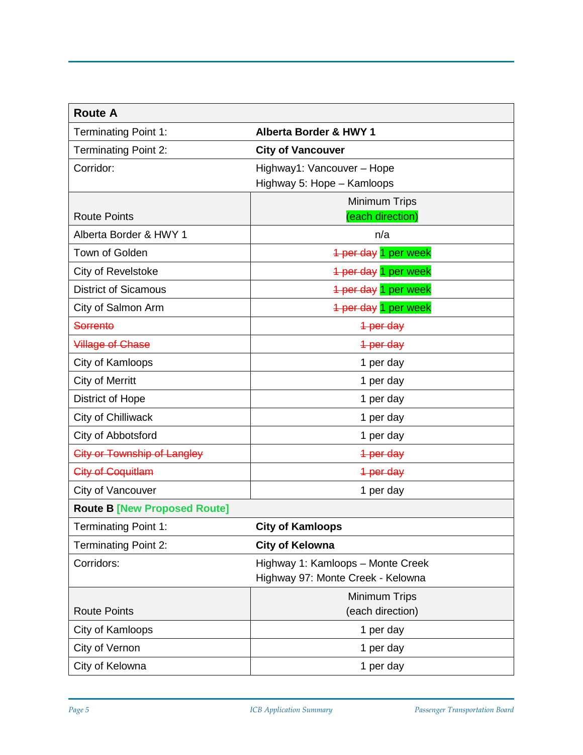| **Route A** | |
|---|---|
| Terminating Point 1: | **Alberta Border & HWY 1** |
| Terminating Point 2: | **City of Vancouver** |
| Corridor: | Highway1: Vancouver – Hope<br>Highway 5: Hope – Kamloops |
| Route Points | Minimum Trips<br>(each direction) |
| Alberta Border & HWY 1 | n/a |
| Town of Golden | ~~1 per day~~ 1 per week |
| City of Revelstoke | ~~1 per day~~ 1 per week |
| District of Sicamous | ~~1 per day~~ 1 per week |
| City of Salmon Arm | ~~1 per day~~ 1 per week |
| ~~Sorrento~~ | ~~1 per day~~ |
| ~~Village of Chase~~ | ~~1 per day~~ |
| City of Kamloops | 1 per day |
| City of Merritt | 1 per day |
| District of Hope | 1 per day |
| City of Chilliwack | 1 per day |
| City of Abbotsford | 1 per day |
| ~~City or Township of Langley~~ | ~~1 per day~~ |
| ~~City of Coquitlam~~ | ~~1 per day~~ |
| City of Vancouver | 1 per day |

| **Route B** [New Proposed Route] | |
|---|---|
| Terminating Point 1: | **City of Kamloops** |
| Terminating Point 2: | **City of Kelowna** |
| Corridors: | Highway 1: Kamloops – Monte Creek<br>Highway 97: Monte Creek - Kelowna |
| Route Points | Minimum Trips<br>(each direction) |
| City of Kamloops | 1 per day |
| City of Vernon | 1 per day |
| City of Kelowna | 1 per day |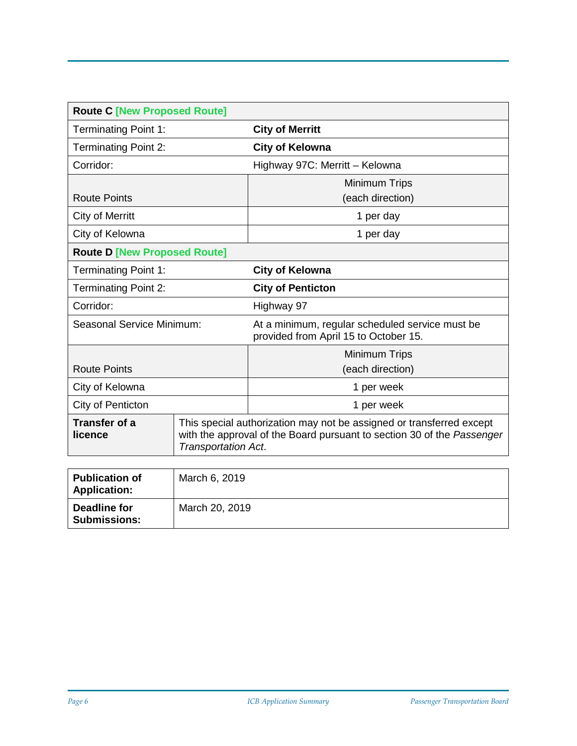| Route C [New Proposed Route] | | |
|---|---|---|
| Terminating Point 1: | | **City of Merritt** |
| Terminating Point 2: | | **City of Kelowna** |
| Corridor: | | Highway 97C: Merritt – Kelowna |
| Route Points | | Minimum Trips (each direction) |
| City of Merritt | | 1 per day |
| City of Kelowna | | 1 per day |
| **Route D** [New Proposed Route] | | |
| Terminating Point 1: | | **City of Kelowna** |
| Terminating Point 2: | | **City of Penticton** |
| Corridor: | | Highway 97 |
| Seasonal Service Minimum: | | At a minimum, regular scheduled service must be provided from April 15 to October 15. |
| Route Points | | Minimum Trips (each direction) |
| City of Kelowna | | 1 per week |
| City of Penticton | | 1 per week |
| **Transfer of a licence** | This special authorization may not be assigned or transferred except with the approval of the Board pursuant to section 30 of the *Passenger Transportation Act*. | |

| | |
|---|---|
| **Publication of Application:** | March 6, 2019 |
| **Deadline for Submissions:** | March 20, 2019 |